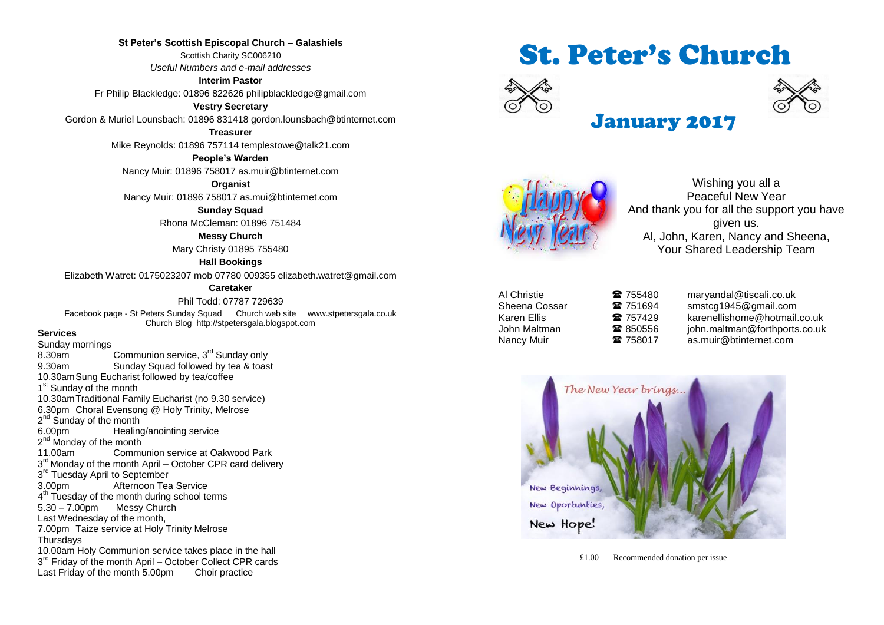**St Peter's Scottish Episcopal Church – Galashiels**

Scottish Charity SC006210

*Useful Numbers and e-mail addresses*

**Interim Pastor**

Fr Philip Blackledge: 01896 822626 philipblackledge@gmail.com

**Vestry Secretary**

Gordon & Muriel Lounsbach: 01896 831418 gordon.lounsbach@btinternet.com

**Treasurer**

Mike Reynolds: 01896 757114 templestowe@talk21.com

**People's Warden**

Nancy Muir: 01896 758017 as.muir@btinternet.com

**Organist**

Nancy Muir: 01896 758017 as.mui@btinternet.com

**Sunday Squad**

Rhona McCleman: 01896 751484

**Messy Church**

Mary Christy 01895 755480

**Hall Bookings**

Elizabeth Watret: 0175023207 mob 07780 009355 elizabeth.watret@gmail.com

**Caretaker**

Phil Todd: 07787 729639

Facebook page - St Peters Sunday Squad Church web site www.stpetersgala.co.uk
Church Blog http://stpetersgala.blogspot.com

**Services**

Sunday mornings
8.30am Communion service, 3rd Sunday only
9.30am Sunday Squad followed by tea & toast
10.30am Sung Eucharist followed by tea/coffee
1st Sunday of the month
10.30am Traditional Family Eucharist (no 9.30 service)
6.30pm Choral Evensong @ Holy Trinity, Melrose
2nd Sunday of the month
6.00pm Healing/anointing service
2nd Monday of the month
11.00am Communion service at Oakwood Park
3rd Monday of the month April – October CPR card delivery
3rd Tuesday April to September
3.00pm Afternoon Tea Service
4th Tuesday of the month during school terms
5.30 – 7.00pm Messy Church
Last Wednesday of the month,
7.00pm Taize service at Holy Trinity Melrose
Thursdays
10.00am Holy Communion service takes place in the hall
3rd Friday of the month April – October Collect CPR cards
Last Friday of the month 5.00pm Choir practice

# St. Peter's Church

## January 2017

Wishing you all a
Peaceful New Year
And thank you for all the support you have given us.
Al, John, Karen, Nancy and Sheena,
Your Shared Leadership Team

| | | |
|---|---|---|
| Al Christie | ☎ 755480 | maryandal@tiscali.co.uk |
| Sheena Cossar | ☎ 751694 | smstcg1945@gmail.com |
| Karen Ellis | ☎ 757429 | karenellishome@hotmail.co.uk |
| John Maltman | ☎ 850556 | john.maltman@forthports.co.uk |
| Nancy Muir | ☎ 758017 | as.muir@btinternet.com |

The New Year brings...
New Beginnings,
New Oportunties,
New Hope!

£1.00 Recommended donation per issue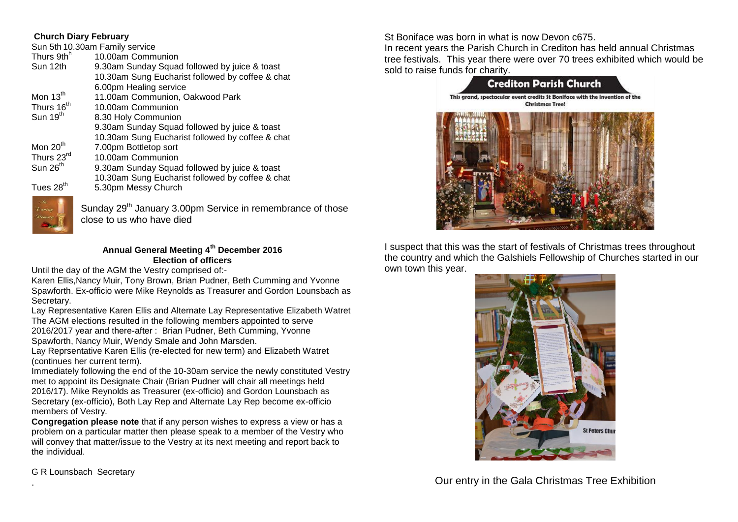**Church Diary February**

Sun 5th 10.30am Family service

| | |
|---|---|
| Thurs 9th | 10.00am Communion |
| Sun 12th | 9.30am Sunday Squad followed by juice & toast |
| | 10.30am Sung Eucharist followed by coffee & chat |
| | 6.00pm Healing service |
| Mon 13th | 11.00am Communion, Oakwood Park |
| Thurs 16th | 10.00am Communion |
| Sun 19th | 8.30 Holy Communion |
| | 9.30am Sunday Squad followed by juice & toast |
| | 10.30am Sung Eucharist followed by coffee & chat |
| Mon 20th | 7.00pm Bottletop sort |
| Thurs 23rd | 10.00am Communion |
| Sun 26th | 9.30am Sunday Squad followed by juice & toast |
| | 10.30am Sung Eucharist followed by coffee & chat |
| Tues 28th | 5.30pm Messy Church |

Sunday 29th January 3.00pm Service in remembrance of those close to us who have died

**Annual General Meeting 4th December 2016**
**Election of officers**

Until the day of the AGM the Vestry comprised of:-

Karen Ellis,Nancy Muir, Tony Brown, Brian Pudner, Beth Cumming and Yvonne Spawforth. Ex-officio were Mike Reynolds as Treasurer and Gordon Lounsbach as Secretary.

Lay Representative Karen Ellis and Alternate Lay Representative Elizabeth Watret

The AGM elections resulted in the following members appointed to serve 2016/2017 year and there-after : Brian Pudner, Beth Cumming, Yvonne Spawforth, Nancy Muir, Wendy Smale and John Marsden.

Lay Reprsentative Karen Ellis (re-elected for new term) and Elizabeth Watret (continues her current term).

Immediately following the end of the 10-30am service the newly constituted Vestry met to appoint its Designate Chair (Brian Pudner will chair all meetings held 2016/17). Mike Reynolds as Treasurer (ex-officio) and Gordon Lounsbach as Secretary (ex-officio), Both Lay Rep and Alternate Lay Rep become ex-officio members of Vestry.

**Congregation please note** that if any person wishes to express a view or has a problem on a particular matter then please speak to a member of the Vestry who will convey that matter/issue to the Vestry at its next meeting and report back to the individual.

G R Lounsbach Secretary

St Boniface was born in what is now Devon c675.

In recent years the Parish Church in Crediton has held annual Christmas tree festivals. This year there were over 70 trees exhibited which would be sold to raise funds for charity.

**Crediton Parish Church**

This grand, spectacular event credits St Boniface with the invention of the Christmas Tree!

I suspect that this was the start of festivals of Christmas trees throughout the country and which the Galshiels Fellowship of Churches started in our own town this year.

Our entry in the Gala Christmas Tree Exhibition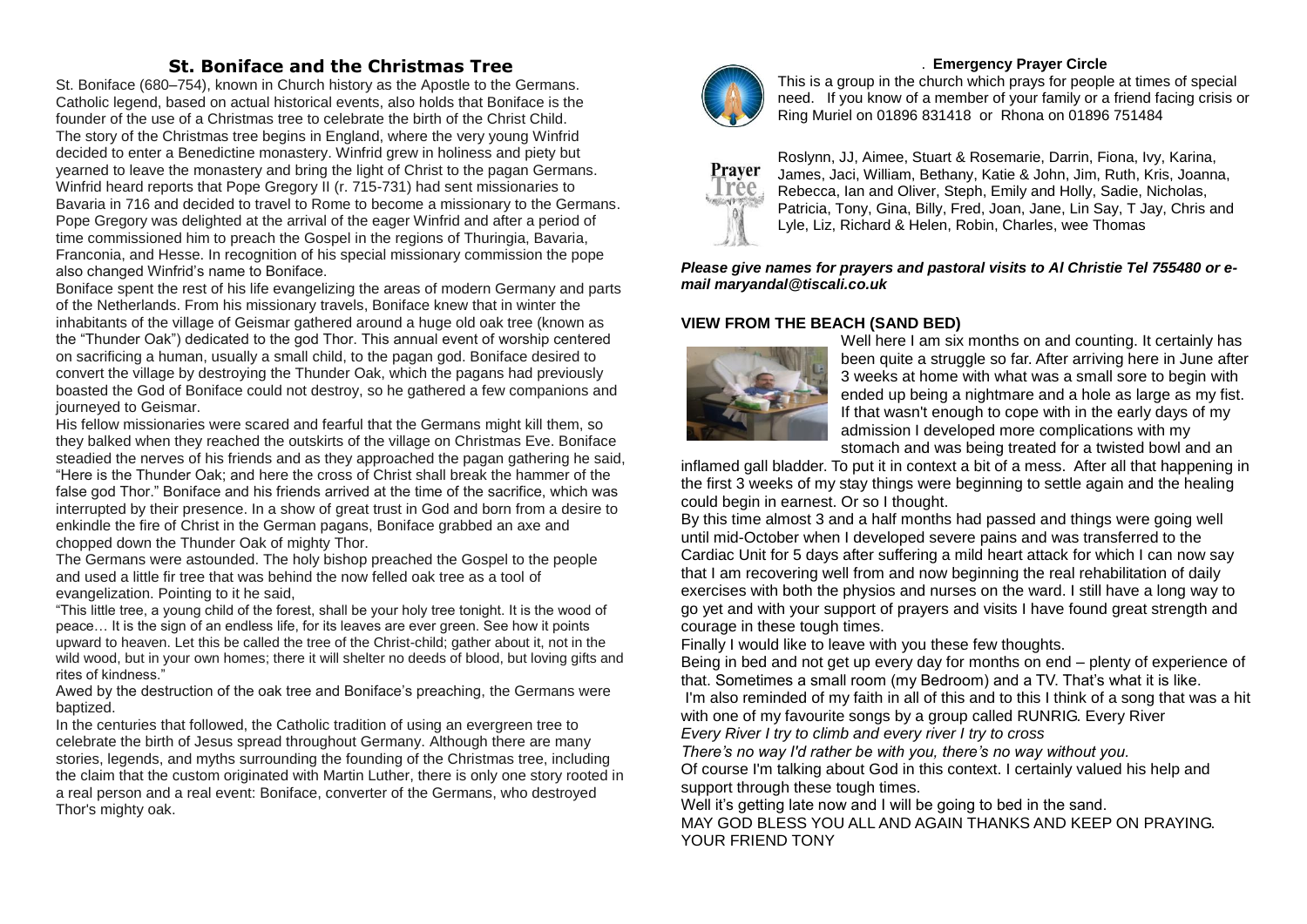## St. Boniface and the Christmas Tree

St. Boniface (680–754), known in Church history as the Apostle to the Germans. Catholic legend, based on actual historical events, also holds that Boniface is the founder of the use of a Christmas tree to celebrate the birth of the Christ Child. The story of the Christmas tree begins in England, where the very young Winfrid decided to enter a Benedictine monastery. Winfrid grew in holiness and piety but yearned to leave the monastery and bring the light of Christ to the pagan Germans. Winfrid heard reports that Pope Gregory II (r. 715-731) had sent missionaries to Bavaria in 716 and decided to travel to Rome to become a missionary to the Germans. Pope Gregory was delighted at the arrival of the eager Winfrid and after a period of time commissioned him to preach the Gospel in the regions of Thuringia, Bavaria, Franconia, and Hesse. In recognition of his special missionary commission the pope also changed Winfrid's name to Boniface.

Boniface spent the rest of his life evangelizing the areas of modern Germany and parts of the Netherlands. From his missionary travels, Boniface knew that in winter the inhabitants of the village of Geismar gathered around a huge old oak tree (known as the "Thunder Oak") dedicated to the god Thor. This annual event of worship centered on sacrificing a human, usually a small child, to the pagan god. Boniface desired to convert the village by destroying the Thunder Oak, which the pagans had previously boasted the God of Boniface could not destroy, so he gathered a few companions and journeyed to Geismar.

His fellow missionaries were scared and fearful that the Germans might kill them, so they balked when they reached the outskirts of the village on Christmas Eve. Boniface steadied the nerves of his friends and as they approached the pagan gathering he said, "Here is the Thunder Oak; and here the cross of Christ shall break the hammer of the false god Thor." Boniface and his friends arrived at the time of the sacrifice, which was interrupted by their presence. In a show of great trust in God and born from a desire to enkindle the fire of Christ in the German pagans, Boniface grabbed an axe and chopped down the Thunder Oak of mighty Thor.

The Germans were astounded. The holy bishop preached the Gospel to the people and used a little fir tree that was behind the now felled oak tree as a tool of evangelization. Pointing to it he said,

"This little tree, a young child of the forest, shall be your holy tree tonight. It is the wood of peace… It is the sign of an endless life, for its leaves are ever green. See how it points upward to heaven. Let this be called the tree of the Christ-child; gather about it, not in the wild wood, but in your own homes; there it will shelter no deeds of blood, but loving gifts and rites of kindness."

Awed by the destruction of the oak tree and Boniface's preaching, the Germans were baptized.

In the centuries that followed, the Catholic tradition of using an evergreen tree to celebrate the birth of Jesus spread throughout Germany. Although there are many stories, legends, and myths surrounding the founding of the Christmas tree, including the claim that the custom originated with Martin Luther, there is only one story rooted in a real person and a real event: Boniface, converter of the Germans, who destroyed Thor's mighty oak.

**Emergency Prayer Circle**

This is a group in the church which prays for people at times of special need. If you know of a member of your family or a friend facing crisis or Ring Muriel on 01896 831418 or Rhona on 01896 751484

**Prayer Tree**

Roslynn, JJ, Aimee, Stuart & Rosemarie, Darrin, Fiona, Ivy, Karina, James, Jaci, William, Bethany, Katie & John, Jim, Ruth, Kris, Joanna, Rebecca, Ian and Oliver, Steph, Emily and Holly, Sadie, Nicholas, Patricia, Tony, Gina, Billy, Fred, Joan, Jane, Lin Say, T Jay, Chris and Lyle, Liz, Richard & Helen, Robin, Charles, wee Thomas

***Please give names for prayers and pastoral visits to Al Christie Tel 755480 or e-mail maryandal@tiscali.co.uk***

### VIEW FROM THE BEACH (SAND BED)

Well here I am six months on and counting. It certainly has been quite a struggle so far. After arriving here in June after 3 weeks at home with what was a small sore to begin with ended up being a nightmare and a hole as large as my fist. If that wasn't enough to cope with in the early days of my admission I developed more complications with my stomach and was being treated for a twisted bowl and an inflamed gall bladder. To put it in context a bit of a mess. After all that happening in the first 3 weeks of my stay things were beginning to settle again and the healing could begin in earnest. Or so I thought.

By this time almost 3 and a half months had passed and things were going well until mid-October when I developed severe pains and was transferred to the Cardiac Unit for 5 days after suffering a mild heart attack for which I can now say that I am recovering well from and now beginning the real rehabilitation of daily exercises with both the physios and nurses on the ward. I still have a long way to go yet and with your support of prayers and visits I have found great strength and courage in these tough times.

Finally I would like to leave with you these few thoughts.

Being in bed and not get up every day for months on end – plenty of experience of that. Sometimes a small room (my Bedroom) and a TV. That's what it is like.

I'm also reminded of my faith in all of this and to this I think of a song that was a hit with one of my favourite songs by a group called RUNRIG. Every River

*Every River I try to climb and every river I try to cross*

*There's no way I'd rather be with you, there's no way without you.*

Of course I'm talking about God in this context. I certainly valued his help and support through these tough times.

Well it's getting late now and I will be going to bed in the sand.

MAY GOD BLESS YOU ALL AND AGAIN THANKS AND KEEP ON PRAYING.

YOUR FRIEND TONY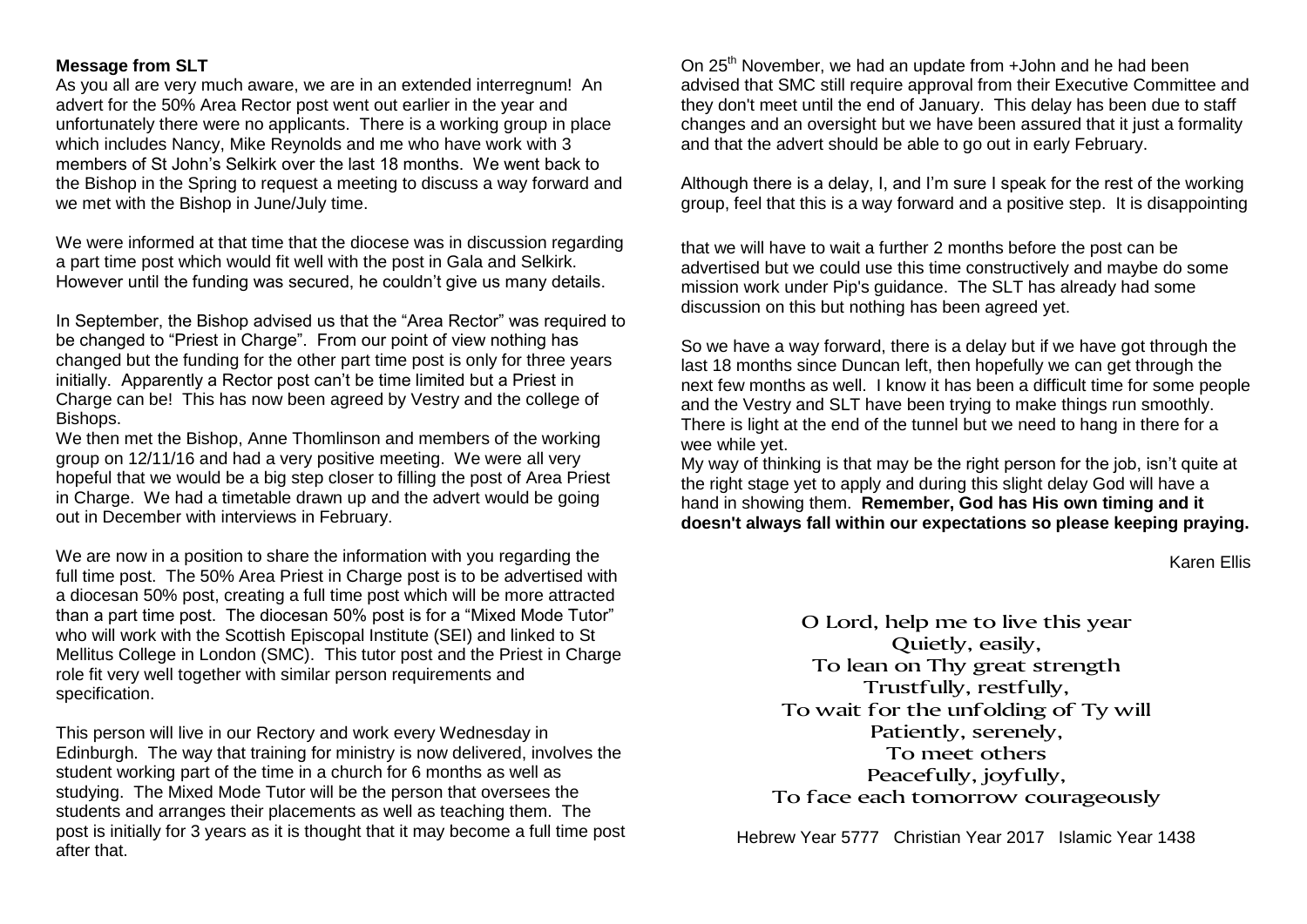**Message from SLT**

As you all are very much aware, we are in an extended interregnum! An advert for the 50% Area Rector post went out earlier in the year and unfortunately there were no applicants. There is a working group in place which includes Nancy, Mike Reynolds and me who have work with 3 members of St John's Selkirk over the last 18 months. We went back to the Bishop in the Spring to request a meeting to discuss a way forward and we met with the Bishop in June/July time.

We were informed at that time that the diocese was in discussion regarding a part time post which would fit well with the post in Gala and Selkirk. However until the funding was secured, he couldn't give us many details.

In September, the Bishop advised us that the "Area Rector" was required to be changed to "Priest in Charge". From our point of view nothing has changed but the funding for the other part time post is only for three years initially. Apparently a Rector post can't be time limited but a Priest in Charge can be! This has now been agreed by Vestry and the college of Bishops.

We then met the Bishop, Anne Thomlinson and members of the working group on 12/11/16 and had a very positive meeting. We were all very hopeful that we would be a big step closer to filling the post of Area Priest in Charge. We had a timetable drawn up and the advert would be going out in December with interviews in February.

We are now in a position to share the information with you regarding the full time post. The 50% Area Priest in Charge post is to be advertised with a diocesan 50% post, creating a full time post which will be more attracted than a part time post. The diocesan 50% post is for a "Mixed Mode Tutor" who will work with the Scottish Episcopal Institute (SEI) and linked to St Mellitus College in London (SMC). This tutor post and the Priest in Charge role fit very well together with similar person requirements and specification.

This person will live in our Rectory and work every Wednesday in Edinburgh. The way that training for ministry is now delivered, involves the student working part of the time in a church for 6 months as well as studying. The Mixed Mode Tutor will be the person that oversees the students and arranges their placements as well as teaching them. The post is initially for 3 years as it is thought that it may become a full time post after that.

On 25th November, we had an update from +John and he had been advised that SMC still require approval from their Executive Committee and they don't meet until the end of January. This delay has been due to staff changes and an oversight but we have been assured that it just a formality and that the advert should be able to go out in early February.

Although there is a delay, I, and I'm sure I speak for the rest of the working group, feel that this is a way forward and a positive step. It is disappointing that we will have to wait a further 2 months before the post can be advertised but we could use this time constructively and maybe do some mission work under Pip's guidance. The SLT has already had some discussion on this but nothing has been agreed yet.

So we have a way forward, there is a delay but if we have got through the last 18 months since Duncan left, then hopefully we can get through the next few months as well. I know it has been a difficult time for some people and the Vestry and SLT have been trying to make things run smoothly. There is light at the end of the tunnel but we need to hang in there for a wee while yet.

My way of thinking is that may be the right person for the job, isn't quite at the right stage yet to apply and during this slight delay God will have a hand in showing them. **Remember, God has His own timing and it doesn't always fall within our expectations so please keeping praying.**

Karen Ellis

O Lord, help me to live this year
Quietly, easily,
To lean on Thy great strength
Trustfully, restfully,
To wait for the unfolding of Ty will
Patiently, serenely,
To meet others
Peacefully, joyfully,
To face each tomorrow courageously

Hebrew Year 5777 Christian Year 2017 Islamic Year 1438